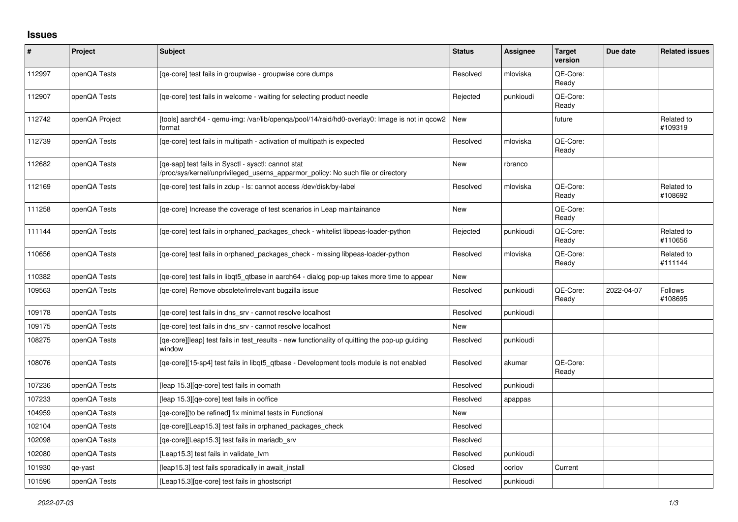# Issues

| # | Project | Subject | Status | Assignee | Target version | Due date | Related issues |
|---|---|---|---|---|---|---|---|
| 112997 | openQA Tests | [qe-core] test fails in groupwise - groupwise core dumps | Resolved | mloviska | QE-Core: Ready | | |
| 112907 | openQA Tests | [qe-core] test fails in welcome - waiting for selecting product needle | Rejected | punkioudi | QE-Core: Ready | | |
| 112742 | openQA Project | [tools] aarch64 - qemu-img: /var/lib/openqa/pool/14/raid/hd0-overlay0: Image is not in qcow2 format | New | | future | | Related to #109319 |
| 112739 | openQA Tests | [qe-core] test fails in multipath - activation of multipath is expected | Resolved | mloviska | QE-Core: Ready | | |
| 112682 | openQA Tests | [qe-sap] test fails in Sysctl - sysctl: cannot stat /proc/sys/kernel/unprivileged_userns_apparmor_policy: No such file or directory | New | rbranco | | | |
| 112169 | openQA Tests | [qe-core] test fails in zdup - ls: cannot access /dev/disk/by-label | Resolved | mloviska | QE-Core: Ready | | Related to #108692 |
| 111258 | openQA Tests | [qe-core] Increase the coverage of test scenarios in Leap maintainance | New | | QE-Core: Ready | | |
| 111144 | openQA Tests | [qe-core] test fails in orphaned_packages_check - whitelist libpeas-loader-python | Rejected | punkioudi | QE-Core: Ready | | Related to #110656 |
| 110656 | openQA Tests | [qe-core] test fails in orphaned_packages_check - missing libpeas-loader-python | Resolved | mloviska | QE-Core: Ready | | Related to #111144 |
| 110382 | openQA Tests | [qe-core] test fails in libqt5_qtbase in aarch64 - dialog pop-up takes more time to appear | New | | | | |
| 109563 | openQA Tests | [qe-core] Remove obsolete/irrelevant bugzilla issue | Resolved | punkioudi | QE-Core: Ready | 2022-04-07 | Follows #108695 |
| 109178 | openQA Tests | [qe-core] test fails in dns_srv - cannot resolve localhost | Resolved | punkioudi | | | |
| 109175 | openQA Tests | [qe-core] test fails in dns_srv - cannot resolve localhost | New | | | | |
| 108275 | openQA Tests | [qe-core][leap] test fails in test_results - new functionality of quitting the pop-up guiding window | Resolved | punkioudi | | | |
| 108076 | openQA Tests | [qe-core][15-sp4] test fails in libqt5_qtbase - Development tools module is not enabled | Resolved | akumar | QE-Core: Ready | | |
| 107236 | openQA Tests | [leap 15.3][qe-core] test fails in oomath | Resolved | punkioudi | | | |
| 107233 | openQA Tests | [leap 15.3][qe-core] test fails in ooffice | Resolved | apappas | | | |
| 104959 | openQA Tests | [qe-core][to be refined] fix minimal tests in Functional | New | | | | |
| 102104 | openQA Tests | [qe-core][Leap15.3] test fails in orphaned_packages_check | Resolved | | | | |
| 102098 | openQA Tests | [qe-core][Leap15.3] test fails in mariadb_srv | Resolved | | | | |
| 102080 | openQA Tests | [Leap15.3] test fails in validate_lvm | Resolved | punkioudi | | | |
| 101930 | qe-yast | [leap15.3] test fails sporadically in await_install | Closed | oorlov | Current | | |
| 101596 | openQA Tests | [Leap15.3][qe-core] test fails in ghostscript | Resolved | punkioudi | | | |

*2022-07-03*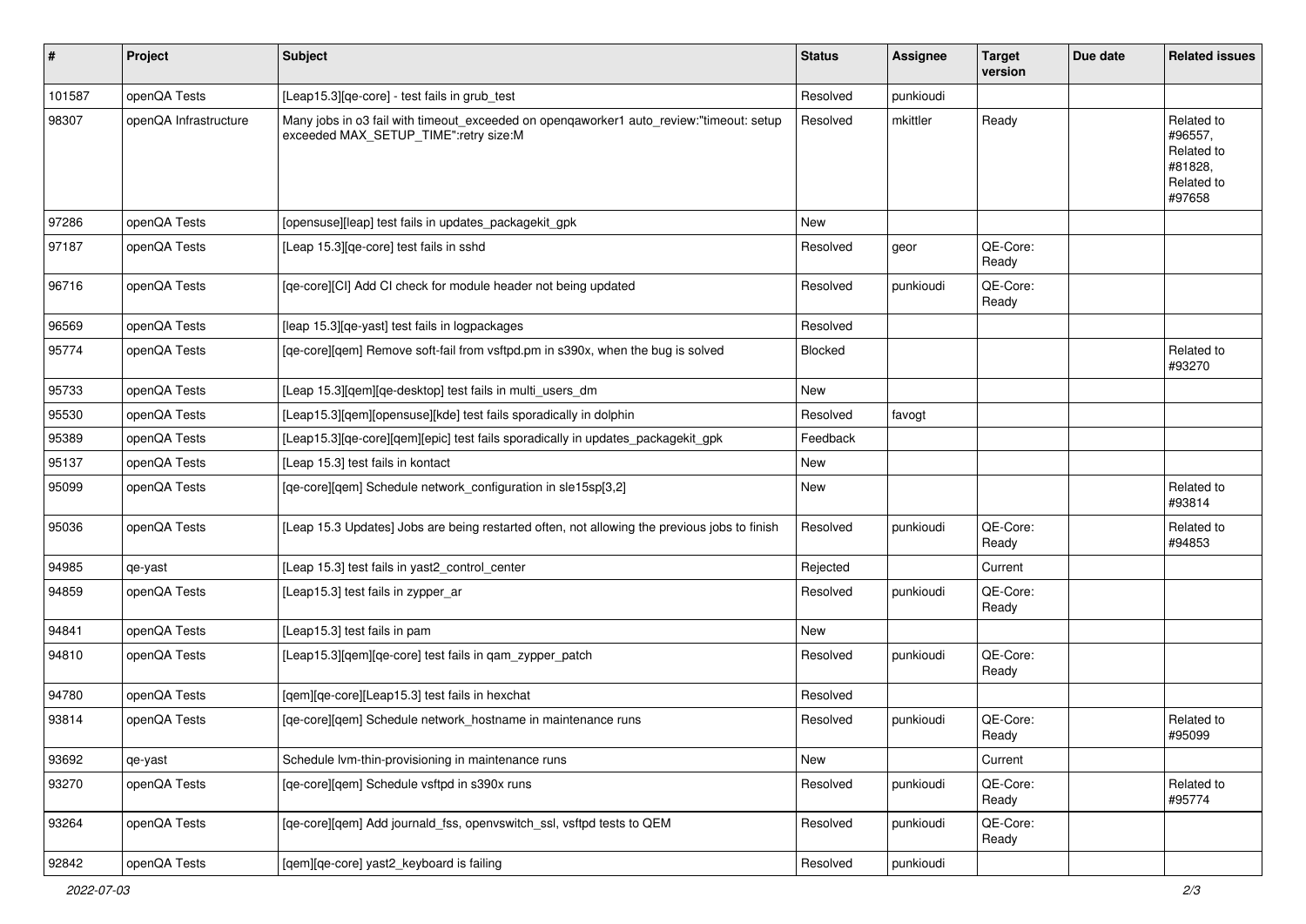| # | Project | Subject | Status | Assignee | Target version | Due date | Related issues |
|---|---|---|---|---|---|---|---|
| 101587 | openQA Tests | [Leap15.3][qe-core] - test fails in grub_test | Resolved | punkioudi | | | |
| 98307 | openQA Infrastructure | Many jobs in o3 fail with timeout_exceeded on openqaworker1 auto_review:"timeout: setup exceeded MAX_SETUP_TIME":retry size:M | Resolved | mkittler | Ready | | Related to #96557, Related to #81828, Related to #97658 |
| 97286 | openQA Tests | [opensuse][leap] test fails in updates_packagekit_gpk | New | | | | |
| 97187 | openQA Tests | [Leap 15.3][qe-core] test fails in sshd | Resolved | geor | QE-Core: Ready | | |
| 96716 | openQA Tests | [qe-core][CI] Add CI check for module header not being updated | Resolved | punkioudi | QE-Core: Ready | | |
| 96569 | openQA Tests | [leap 15.3][qe-yast] test fails in logpackages | Resolved | | | | |
| 95774 | openQA Tests | [qe-core][qem] Remove soft-fail from vsftpd.pm in s390x, when the bug is solved | Blocked | | | | Related to #93270 |
| 95733 | openQA Tests | [Leap 15.3][qem][qe-desktop] test fails in multi_users_dm | New | | | | |
| 95530 | openQA Tests | [Leap15.3][qem][opensuse][kde] test fails sporadically in dolphin | Resolved | favogt | | | |
| 95389 | openQA Tests | [Leap15.3][qe-core][qem][epic] test fails sporadically in updates_packagekit_gpk | Feedback | | | | |
| 95137 | openQA Tests | [Leap 15.3] test fails in kontact | New | | | | |
| 95099 | openQA Tests | [qe-core][qem] Schedule network_configuration in sle15sp[3,2] | New | | | | Related to #93814 |
| 95036 | openQA Tests | [Leap 15.3 Updates] Jobs are being restarted often, not allowing the previous jobs to finish | Resolved | punkioudi | QE-Core: Ready | | Related to #94853 |
| 94985 | qe-yast | [Leap 15.3] test fails in yast2_control_center | Rejected | | Current | | |
| 94859 | openQA Tests | [Leap15.3] test fails in zypper_ar | Resolved | punkioudi | QE-Core: Ready | | |
| 94841 | openQA Tests | [Leap15.3] test fails in pam | New | | | | |
| 94810 | openQA Tests | [Leap15.3][qem][qe-core] test fails in qam_zypper_patch | Resolved | punkioudi | QE-Core: Ready | | |
| 94780 | openQA Tests | [qem][qe-core][Leap15.3] test fails in hexchat | Resolved | | | | |
| 93814 | openQA Tests | [qe-core][qem] Schedule network_hostname in maintenance runs | Resolved | punkioudi | QE-Core: Ready | | Related to #95099 |
| 93692 | qe-yast | Schedule lvm-thin-provisioning in maintenance runs | New | | Current | | |
| 93270 | openQA Tests | [qe-core][qem] Schedule vsftpd in s390x runs | Resolved | punkioudi | QE-Core: Ready | | Related to #95774 |
| 93264 | openQA Tests | [qe-core][qem] Add journald_fss, openvswitch_ssl, vsftpd tests to QEM | Resolved | punkioudi | QE-Core: Ready | | |
| 92842 | openQA Tests | [qem][qe-core] yast2_keyboard is failing | Resolved | punkioudi | | | |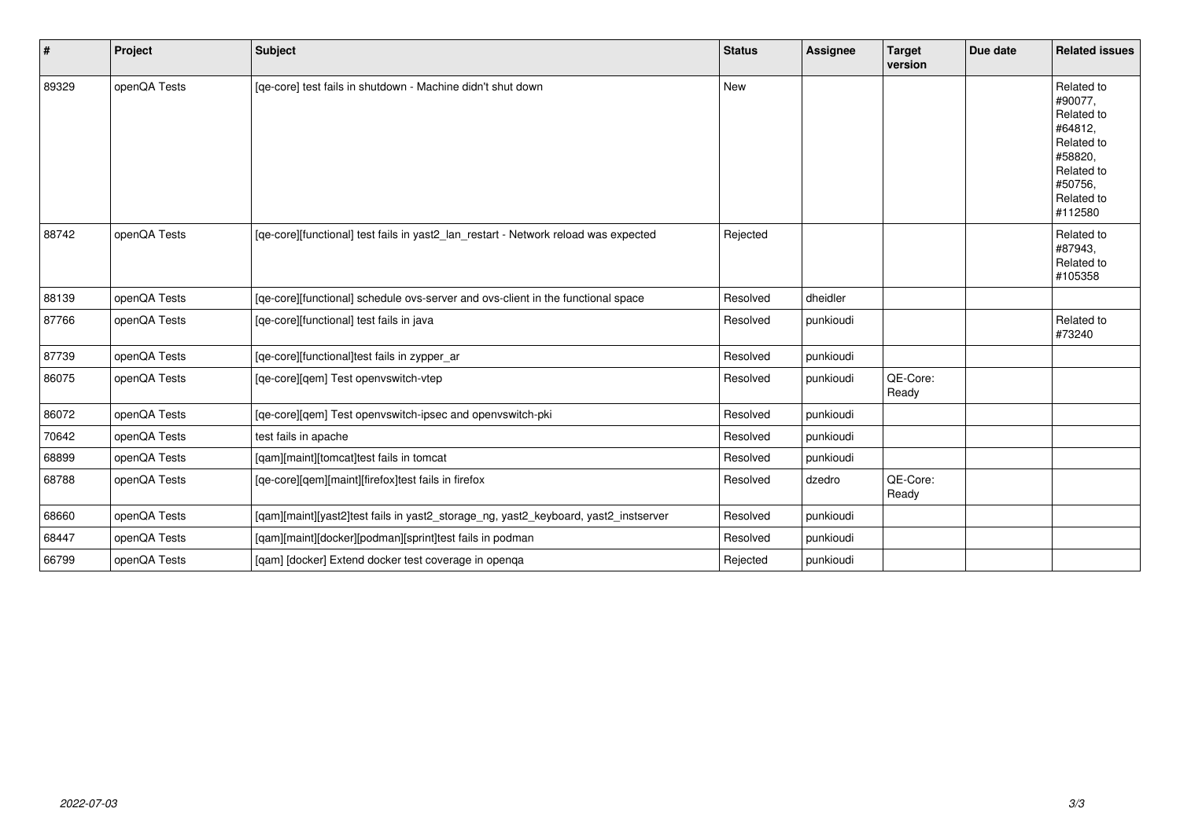| # | Project | Subject | Status | Assignee | Target version | Due date | Related issues |
|---|---|---|---|---|---|---|---|
| 89329 | openQA Tests | [qe-core] test fails in shutdown - Machine didn't shut down | New | | | | Related to #90077, Related to #64812, Related to #58820, Related to #50756, Related to #112580 |
| 88742 | openQA Tests | [qe-core][functional] test fails in yast2_lan_restart - Network reload was expected | Rejected | | | | Related to #87943, Related to #105358 |
| 88139 | openQA Tests | [qe-core][functional] schedule ovs-server and ovs-client in the functional space | Resolved | dheidler | | | |
| 87766 | openQA Tests | [qe-core][functional] test fails in java | Resolved | punkioudi | | | Related to #73240 |
| 87739 | openQA Tests | [qe-core][functional]test fails in zypper_ar | Resolved | punkioudi | | | |
| 86075 | openQA Tests | [qe-core][qem] Test openvswitch-vtep | Resolved | punkioudi | QE-Core: Ready | | |
| 86072 | openQA Tests | [qe-core][qem] Test openvswitch-ipsec and openvswitch-pki | Resolved | punkioudi | | | |
| 70642 | openQA Tests | test fails in apache | Resolved | punkioudi | | | |
| 68899 | openQA Tests | [qam][maint][tomcat]test fails in tomcat | Resolved | punkioudi | | | |
| 68788 | openQA Tests | [qe-core][qem][maint][firefox]test fails in firefox | Resolved | dzedro | QE-Core: Ready | | |
| 68660 | openQA Tests | [qam][maint][yast2]test fails in yast2_storage_ng, yast2_keyboard, yast2_instserver | Resolved | punkioudi | | | |
| 68447 | openQA Tests | [qam][maint][docker][podman][sprint]test fails in podman | Resolved | punkioudi | | | |
| 66799 | openQA Tests | [qam] [docker] Extend docker test coverage in openqa | Rejected | punkioudi | | | |